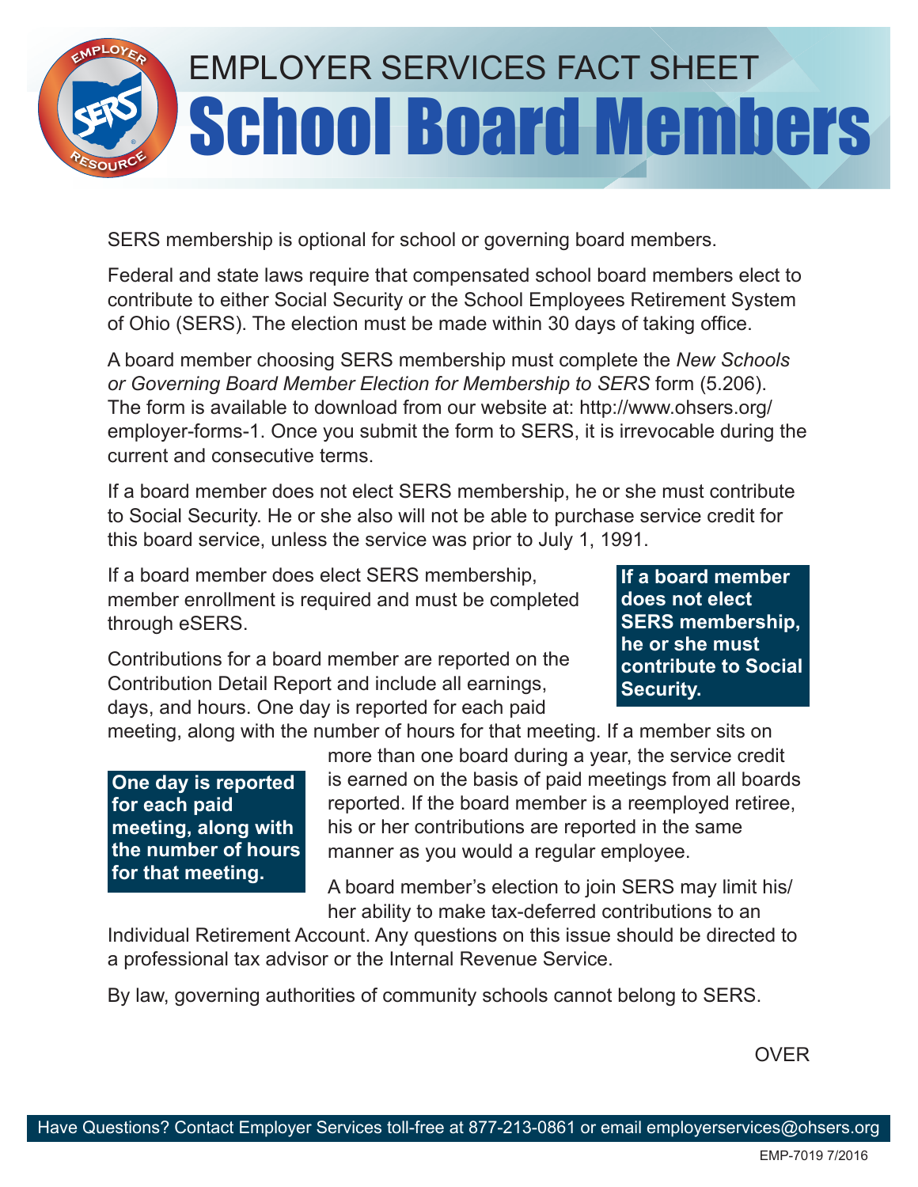# EMPLOYER SERVICES FACT SHEET

# School Board Members

SERS membership is optional for school or governing board members.

Federal and state laws require that compensated school board members elect to contribute to either Social Security or the School Employees Retirement System of Ohio (SERS). The election must be made within 30 days of taking office.

A board member choosing SERS membership must complete the *New Schools or Governing Board Member Election for Membership to SERS* form (5.206). The form is available to download from our website at: http://www.ohsers.org/employer-forms-1. Once you submit the form to SERS, it is irrevocable during the current and consecutive terms.

If a board member does not elect SERS membership, he or she must contribute to Social Security. He or she also will not be able to purchase service credit for this board service, unless the service was prior to July 1, 1991.

If a board member does elect SERS membership, member enrollment is required and must be completed through eSERS.

**If a board member does not elect SERS membership, he or she must contribute to Social Security.**

Contributions for a board member are reported on the Contribution Detail Report and include all earnings, days, and hours. One day is reported for each paid meeting, along with the number of hours for that meeting. If a member sits on more than one board during a year, the service credit is earned on the basis of paid meetings from all boards reported. If the board member is a reemployed retiree, his or her contributions are reported in the same manner as you would a regular employee.

**One day is reported for each paid meeting, along with the number of hours for that meeting.**

A board member's election to join SERS may limit his/her ability to make tax-deferred contributions to an Individual Retirement Account. Any questions on this issue should be directed to a professional tax advisor or the Internal Revenue Service.

By law, governing authorities of community schools cannot belong to SERS.

OVER

Have Questions? Contact Employer Services toll-free at 877-213-0861 or email employerservices@ohsers.org

EMP-7019 7/2016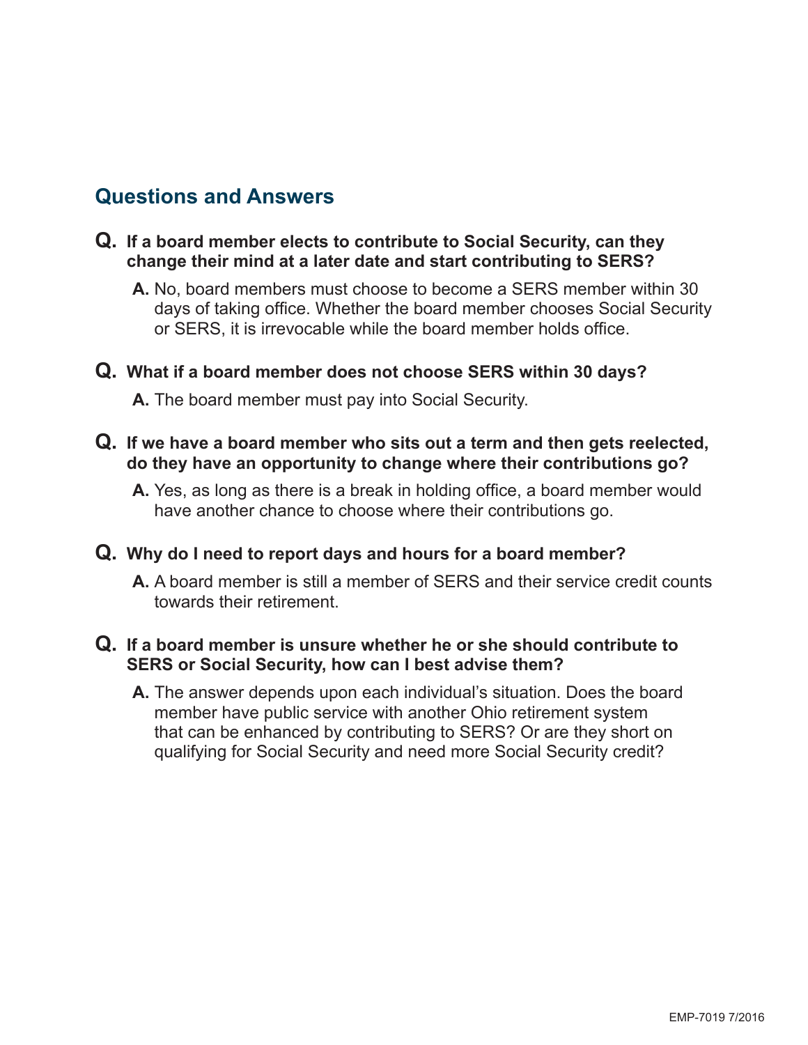## Questions and Answers

**Q. If a board member elects to contribute to Social Security, can they change their mind at a later date and start contributing to SERS?**

**A.** No, board members must choose to become a SERS member within 30 days of taking office. Whether the board member chooses Social Security or SERS, it is irrevocable while the board member holds office.

**Q. What if a board member does not choose SERS within 30 days?**

**A.** The board member must pay into Social Security.

**Q. If we have a board member who sits out a term and then gets reelected, do they have an opportunity to change where their contributions go?**

**A.** Yes, as long as there is a break in holding office, a board member would have another chance to choose where their contributions go.

**Q. Why do I need to report days and hours for a board member?**

**A.** A board member is still a member of SERS and their service credit counts towards their retirement.

**Q. If a board member is unsure whether he or she should contribute to SERS or Social Security, how can I best advise them?**

**A.** The answer depends upon each individual's situation. Does the board member have public service with another Ohio retirement system that can be enhanced by contributing to SERS? Or are they short on qualifying for Social Security and need more Social Security credit?

EMP-7019 7/2016